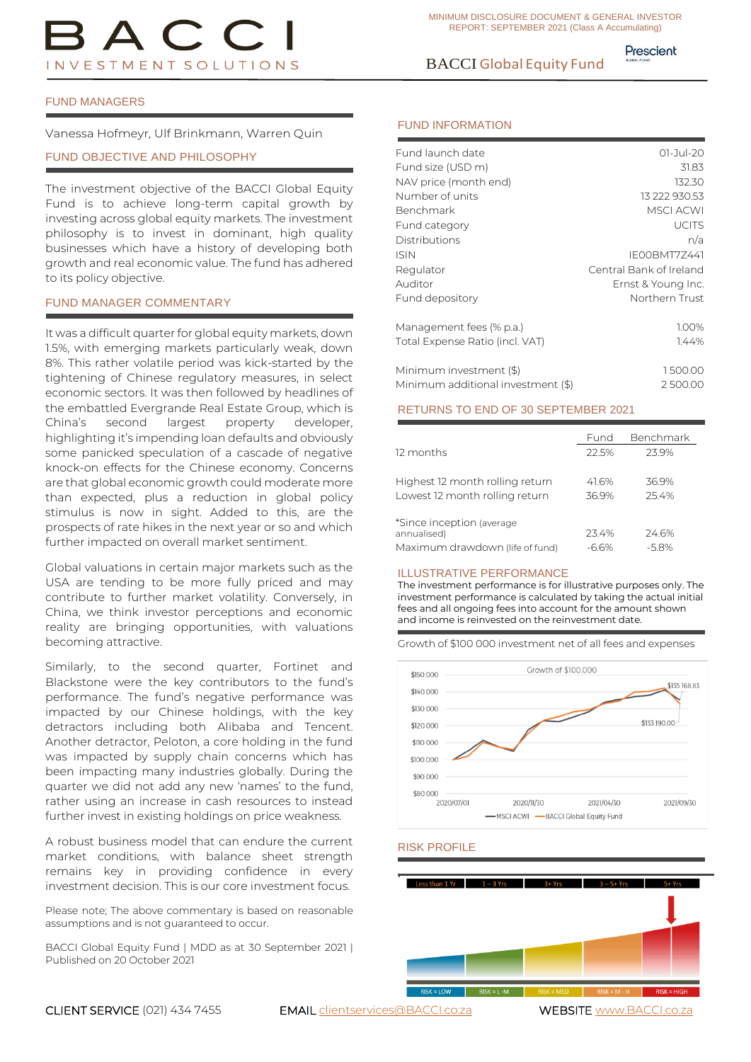# BACCI INVESTMENT SOLUTIONS

MINIMUM DISCLOSURE DOCUMENT & GENERAL INVESTOR REPORT: SEPTEMBER 2021 (Class A Accumulating)

## BACCI Global Equity Fund

Prescient

## FUND MANAGERS

Vanessa Hofmeyr, Ulf Brinkmann, Warren Quin

## FUND OBJECTIVE AND PHILOSOPHY

The investment objective of the BACCI Global Equity Fund is to achieve long-term capital growth by investing across global equity markets. The investment philosophy is to invest in dominant, high quality businesses which have a history of developing both growth and real economic value. The fund has adhered to its policy objective.

## FUND MANAGER COMMENTARY

It was a difficult quarter for global equity markets, down 1.5%, with emerging markets particularly weak, down 8%. This rather volatile period was kick-started by the tightening of Chinese regulatory measures, in select economic sectors. It was then followed by headlines of the embattled Evergrande Real Estate Group, which is China's second largest property developer, highlighting it's impending loan defaults and obviously some panicked speculation of a cascade of negative knock-on effects for the Chinese economy. Concerns are that global economic growth could moderate more than expected, plus a reduction in global policy stimulus is now in sight. Added to this, are the prospects of rate hikes in the next year or so and which further impacted on overall market sentiment.

Global valuations in certain major markets such as the USA are tending to be more fully priced and may contribute to further market volatility. Conversely, in China, we think investor perceptions and economic reality are bringing opportunities, with valuations becoming attractive.

Similarly, to the second quarter, Fortinet and Blackstone were the key contributors to the fund's performance. The fund's negative performance was impacted by our Chinese holdings, with the key detractors including both Alibaba and Tencent. Another detractor, Peloton, a core holding in the fund was impacted by supply chain concerns which has been impacting many industries globally. During the quarter we did not add any new 'names' to the fund, rather using an increase in cash resources to instead further invest in existing holdings on price weakness.

A robust business model that can endure the current market conditions, with balance sheet strength remains key in providing confidence in every investment decision. This is our core investment focus.

Please note; The above commentary is based on reasonable assumptions and is not guaranteed to occur.

BACCI Global Equity Fund | MDD as at 30 September 2021 | Published on 20 October 2021

## FUND INFORMATION

| | |
|---|---|
| Fund launch date | 01-Jul-20 |
| Fund size (USD m) | 31.83 |
| NAV price (month end) | 132.30 |
| Number of units | 13 222 930.53 |
| Benchmark | MSCI ACWI |
| Fund category | UCITS |
| Distributions | n/a |
| ISIN | IE00BMT7Z441 |
| Regulator | Central Bank of Ireland |
| Auditor | Ernst & Young Inc. |
| Fund depository | Northern Trust |
| Management fees (% p.a.) | 1.00% |
| Total Expense Ratio (incl. VAT) | 1.44% |
| Minimum investment ($) | 1 500.00 |
| Minimum additional investment ($) | 2 500.00 |

## RETURNS TO END OF 30 SEPTEMBER 2021

| | Fund | Benchmark |
|---|---|---|
| 12 months | 22.5% | 23.9% |
| Highest 12 month rolling return | 41.6% | 36.9% |
| Lowest 12 month rolling return | 36.9% | 25.4% |
| *Since inception (average annualised) | 23.4% | 24.6% |
| Maximum drawdown (life of fund) | -6.6% | -5.8% |

## ILLUSTRATIVE PERFORMANCE

The investment performance is for illustrative purposes only. The investment performance is calculated by taking the actual initial fees and all ongoing fees into account for the amount shown and income is reinvested on the reinvestment date.

Growth of $100 000 investment net of all fees and expenses

Growth of $100,000 — chart (2020/07/01 to 2021/09/30): MSCI ACWI $135 168.83; BACCI Global Equity Fund $133 190.00

## RISK PROFILE

| Less than 1 Yr | 1 – 3 Yrs | 3+ Yrs | 3 – 5+ Yrs | 5+ Yrs |
|---|---|---|---|---|
| RISK = LOW | RISK = L-M | RISK = MED | RISK = M - H | RISK = HIGH |

CLIENT SERVICE (021) 434 7455 EMAIL clientservices@BACCI.co.za WEBSITE www.BACCI.co.za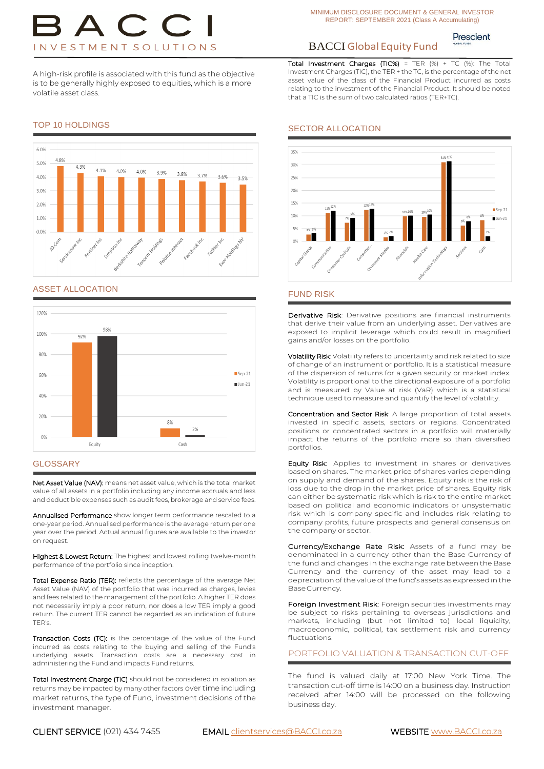# BACCI INVESTMENT SOLUTIONS

MINIMUM DISCLOSURE DOCUMENT & GENERAL INVESTOR REPORT: SEPTEMBER 2021 (Class A Accumulating)

## BACCI Global Equity Fund

A high-risk profile is associated with this fund as the objective is to be generally highly exposed to equities, which is a more volatile asset class.

**Total Investment Charges (TIC%)** = TER (%) + TC (%): The Total Investment Charges (TIC), the TER + the TC, is the percentage of the net asset value of the class of the Financial Product incurred as costs relating to the investment of the Financial Product. It should be noted that a TIC is the sum of two calculated ratios (TER+TC).

## TOP 10 HOLDINGS

| Holding | Weight |
|---|---|
| JD.Com | 4.8% |
| Servicenow Inc | 4.3% |
| Fortinet Inc | 4.1% |
| Dropbox Inc | 4.0% |
| Berkshire Hathaway | 4.0% |
| Tencent Holdings | 3.9% |
| Peloton Interact | 3.8% |
| Facebook Inc | 3.7% |
| Twitter Inc | 3.6% |
| Exor Holdings NV | 3.5% |

## SECTOR ALLOCATION

| Sector | Sep-21 | Jun-21 |
|---|---|---|
| Capital Goods | 3% | 3% |
| Communication | 11% | 12% |
| Consumer Cyclicals | 7% | 9% |
| Consumer... | 12% | 13% |
| Consumer Staples | 2% | 2% |
| Financials | 10% | 10% |
| Health Care | 10% | 10% |
| Information Technology | 31% | 31% |
| Services | 6% | 8% |
| Cash | 8% | 2% |

## ASSET ALLOCATION

| Asset | Sep-21 | Jun-21 |
|---|---|---|
| Equity | 92% | 98% |
| Cash | 8% | 2% |

## GLOSSARY

**Net Asset Value (NAV):** means net asset value, which is the total market value of all assets in a portfolio including any income accruals and less and deductible expenses such as audit fees, brokerage and service fees.

**Annualised Performance** show longer term performance rescaled to a one-year period. Annualised performance is the average return per one year over the period. Actual annual figures are available to the investor on request.

**Highest & Lowest Return:** The highest and lowest rolling twelve-month performance of the portfolio since inception.

**Total Expense Ratio (TER):** reflects the percentage of the average Net Asset Value (NAV) of the portfolio that was incurred as charges, levies and fees related to the management of the portfolio. A higher TER does not necessarily imply a poor return, nor does a low TER imply a good return. The current TER cannot be regarded as an indication of future TER's.

**Transaction Costs (TC):** is the percentage of the value of the Fund incurred as costs relating to the buying and selling of the Fund's underlying assets. Transaction costs are a necessary cost in administering the Fund and impacts Fund returns.

**Total Investment Charge (TIC)** should not be considered in isolation as returns may be impacted by many other factors over time including market returns, the type of Fund, investment decisions of the investment manager.

## FUND RISK

**Derivative Risk**: Derivative positions are financial instruments that derive their value from an underlying asset. Derivatives are exposed to implicit leverage which could result in magnified gains and/or losses on the portfolio.

**Volatility Risk**: Volatility refers to uncertainty and risk related to size of change of an instrument or portfolio. It is a statistical measure of the dispersion of returns for a given security or market index. Volatility is proportional to the directional exposure of a portfolio and is measured by Value at risk (VaR) which is a statistical technique used to measure and quantify the level of volatility.

**Concentration and Sector Risk**: A large proportion of total assets invested in specific assets, sectors or regions. Concentrated positions or concentrated sectors in a portfolio will materially impact the returns of the portfolio more so than diversified portfolios.

**Equity Risk**: Applies to investment in shares or derivatives based on shares. The market price of shares varies depending on supply and demand of the shares. Equity risk is the risk of loss due to the drop in the market price of shares. Equity risk can either be systematic risk which is risk to the entire market based on political and economic indicators or unsystematic risk which is company specific and includes risk relating to company profits, future prospects and general consensus on the company or sector.

**Currency/Exchange Rate Risk:** Assets of a fund may be denominated in a currency other than the Base Currency of the fund and changes in the exchange rate between the Base Currency and the currency of the asset may lead to a depreciation of the value of the fund's assets as expressed in the Base Currency.

**Foreign Investment Risk:** Foreign securities investments may be subject to risks pertaining to overseas jurisdictions and markets, including (but not limited to) local liquidity, macroeconomic, political, tax settlement risk and currency fluctuations.

## PORTFOLIO VALUATION & TRANSACTION CUT-OFF

The fund is valued daily at 17:00 New York Time. The transaction cut-off time is 14:00 on a business day. Instruction received after 14:00 will be processed on the following business day.

CLIENT SERVICE (021) 434 7455 EMAIL clientservices@BACCI.co.za WEBSITE www.BACCI.co.za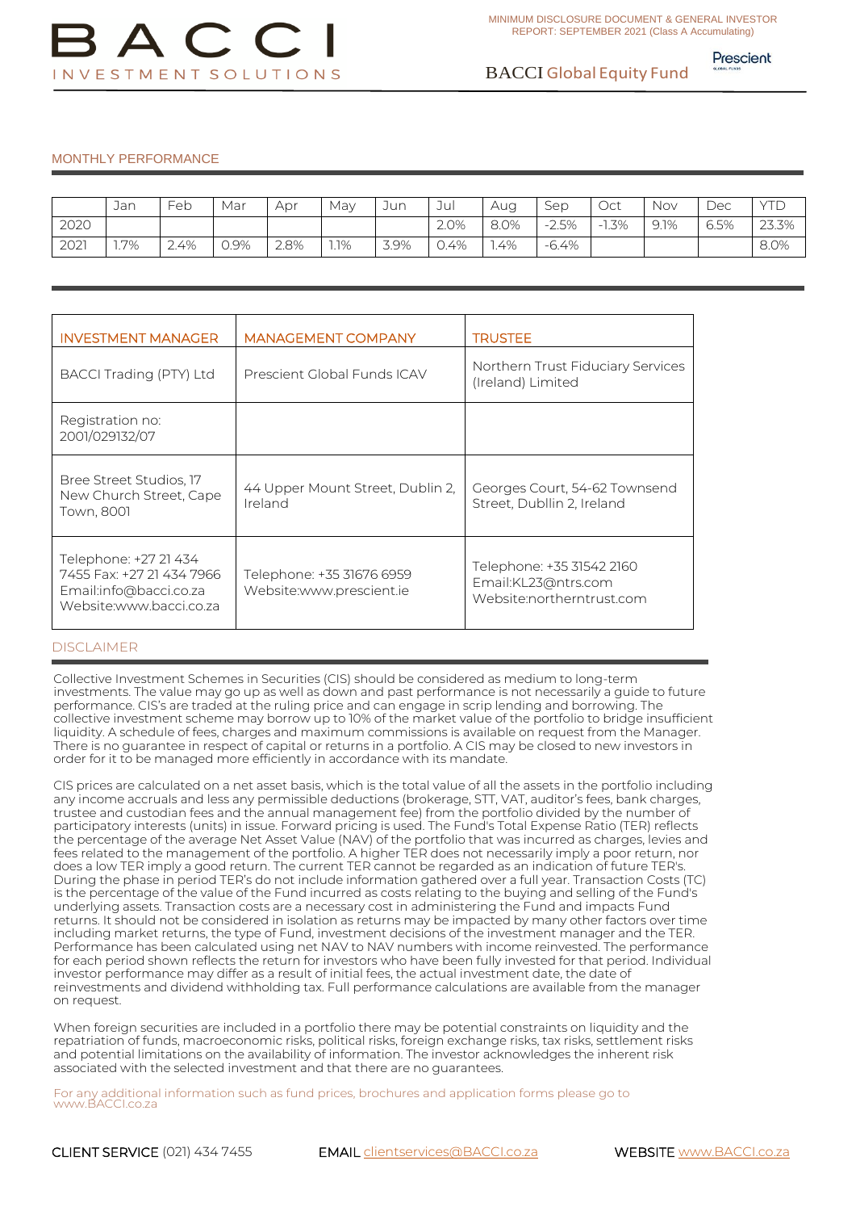## MONTHLY PERFORMANCE

| | Jan | Feb | Mar | Apr | May | Jun | Jul | Aug | Sep | Oct | Nov | Dec | YTD |
|---|---|---|---|---|---|---|---|---|---|---|---|---|---|
| 2020 | | | | | | | 2.0% | 8.0% | -2.5% | -1.3% | 9.1% | 6.5% | 23.3% |
| 2021 | 1.7% | 2.4% | 0.9% | 2.8% | 1.1% | 3.9% | 0.4% | 1.4% | -6.4% | | | | 8.0% |

| INVESTMENT MANAGER | MANAGEMENT COMPANY | TRUSTEE |
|---|---|---|
| BACCI Trading (PTY) Ltd | Prescient Global Funds ICAV | Northern Trust Fiduciary Services (Ireland) Limited |
| Registration no: 2001/029132/07 | | |
| Bree Street Studios, 17 New Church Street, Cape Town, 8001 | 44 Upper Mount Street, Dublin 2, Ireland | Georges Court, 54-62 Townsend Street, Dubllin 2, Ireland |
| Telephone: +27 21 434 7455 Fax: +27 21 434 7966 Email:info@bacci.co.za Website:www.bacci.co.za | Telephone: +35 31676 6959 Website:www.prescient.ie | Telephone: +35 31542 2160 Email:KL23@ntrs.com Website:northerntrust.com |

## DISCLAIMER

Collective Investment Schemes in Securities (CIS) should be considered as medium to long-term investments. The value may go up as well as down and past performance is not necessarily a guide to future performance. CIS's are traded at the ruling price and can engage in scrip lending and borrowing. The collective investment scheme may borrow up to 10% of the market value of the portfolio to bridge insufficient liquidity. A schedule of fees, charges and maximum commissions is available on request from the Manager. There is no guarantee in respect of capital or returns in a portfolio. A CIS may be closed to new investors in order for it to be managed more efficiently in accordance with its mandate.

CIS prices are calculated on a net asset basis, which is the total value of all the assets in the portfolio including any income accruals and less any permissible deductions (brokerage, STT, VAT, auditor's fees, bank charges, trustee and custodian fees and the annual management fee) from the portfolio divided by the number of participatory interests (units) in issue. Forward pricing is used. The Fund's Total Expense Ratio (TER) reflects the percentage of the average Net Asset Value (NAV) of the portfolio that was incurred as charges, levies and fees related to the management of the portfolio. A higher TER does not necessarily imply a poor return, nor does a low TER imply a good return. The current TER cannot be regarded as an indication of future TER's. During the phase in period TER's do not include information gathered over a full year. Transaction Costs (TC) is the percentage of the value of the Fund incurred as costs relating to the buying and selling of the Fund's underlying assets. Transaction costs are a necessary cost in administering the Fund and impacts Fund returns. It should not be considered in isolation as returns may be impacted by many other factors over time including market returns, the type of Fund, investment decisions of the investment manager and the TER. Performance has been calculated using net NAV to NAV numbers with income reinvested. The performance for each period shown reflects the return for investors who have been fully invested for that period. Individual investor performance may differ as a result of initial fees, the actual investment date, the date of reinvestments and dividend withholding tax. Full performance calculations are available from the manager on request.

When foreign securities are included in a portfolio there may be potential constraints on liquidity and the repatriation of funds, macroeconomic risks, political risks, foreign exchange risks, tax risks, settlement risks and potential limitations on the availability of information. The investor acknowledges the inherent risk associated with the selected investment and that there are no guarantees.

For any additional information such as fund prices, brochures and application forms please go to www.BACCI.co.za

**CLIENT SERVICE** (021) 434 7455 **EMAIL** clientservices@BACCI.co.za **WEBSITE** www.BACCI.co.za